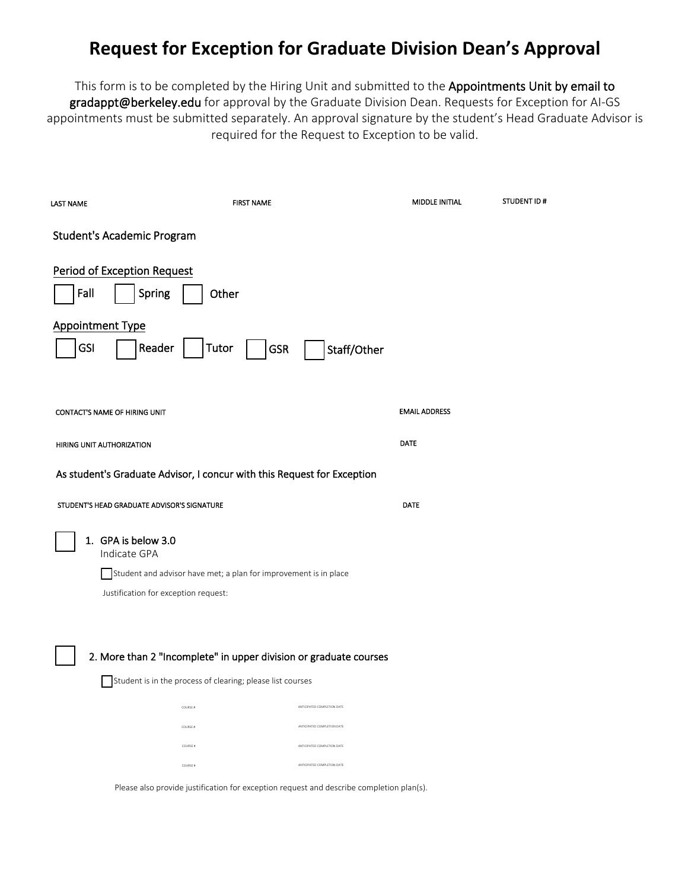# Request for Exception for Graduate Division Dean's Approval

This form is to be completed by the Hiring Unit and submitted to the **Appointments Unit by email to gradappt@berkeley.edu** for approval by the Graduate Division Dean. Requests for Exception for AI-GS appointments must be submitted separately. An approval signature by the student's Head Graduate Advisor is required for the Request to Exception to be valid.

LAST NAME | FIRST NAME | MIDDLE INITIAL | STUDENT ID #

Student's Academic Program

Period of Exception Request

☐ Fall ☐ Spring ☐ Other

Appointment Type

☐ GSI ☐ Reader ☐ Tutor ☐ GSR ☐ Staff/Other

CONTACT'S NAME OF HIRING UNIT | EMAIL ADDRESS

HIRING UNIT AUTHORIZATION | DATE

As student's Graduate Advisor, I concur with this Request for Exception

STUDENT'S HEAD GRADUATE ADVISOR'S SIGNATURE | DATE

☐ 1. GPA is below 3.0

Indicate GPA

☐ Student and advisor have met; a plan for improvement is in place

Justification for exception request:

☐ 2. More than 2 "Incomplete" in upper division or graduate courses

☐ Student is in the process of clearing; please list courses

| COURSE # | ANTICIPATED COMPLETION DATE |
| --- | --- |
| COURSE # | ANTICIPATED COMPLETION DATE |
| COURSE # | ANTICIPATED COMPLETION DATE |
| COURSE # | ANTICIPATED COMPLETION DATE |

Please also provide justification for exception request and describe completion plan(s).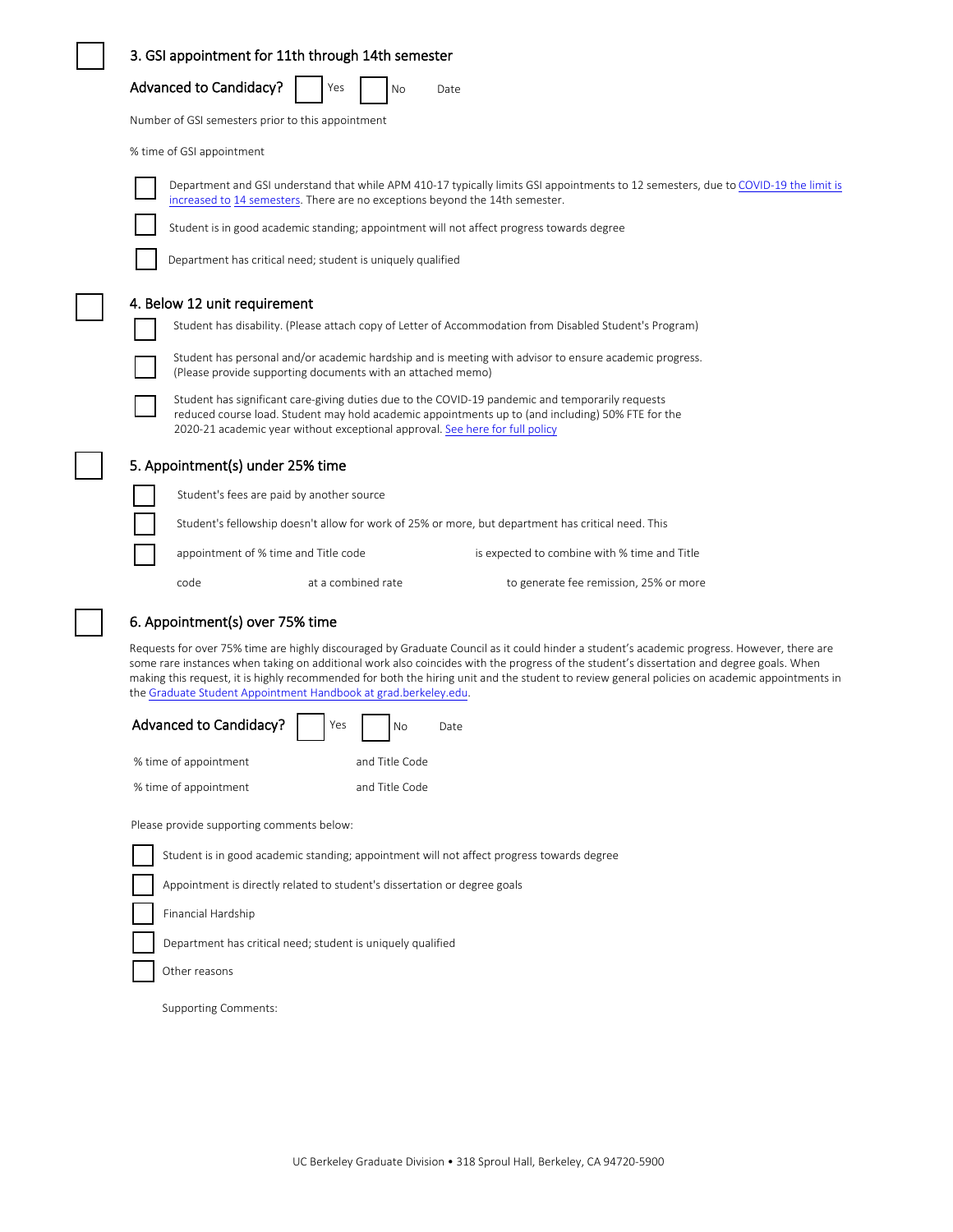☐ **3. GSI appointment for 11th through 14th semester**

**Advanced to Candidacy?** ☐ Yes ☐ No Date

Number of GSI semesters prior to this appointment

% time of GSI appointment

☐ Department and GSI understand that while APM 410-17 typically limits GSI appointments to 12 semesters, due to [COVID-19 the limit is increased to 14 semesters](). There are no exceptions beyond the 14th semester.

☐ Student is in good academic standing; appointment will not affect progress towards degree

☐ Department has critical need; student is uniquely qualified

☐ **4. Below 12 unit requirement**

☐ Student has disability. (Please attach copy of Letter of Accommodation from Disabled Student's Program)

☐ Student has personal and/or academic hardship and is meeting with advisor to ensure academic progress. (Please provide supporting documents with an attached memo)

☐ Student has significant care-giving duties due to the COVID-19 pandemic and temporarily requests reduced course load. Student may hold academic appointments up to (and including) 50% FTE for the 2020-21 academic year without exceptional approval. [See here for full policy]()

☐ **5. Appointment(s) under 25% time**

☐ Student's fees are paid by another source

☐ Student's fellowship doesn't allow for work of 25% or more, but department has critical need. This

☐ appointment of % time and Title code is expected to combine with % time and Title code at a combined rate to generate fee remission, 25% or more

☐ **6. Appointment(s) over 75% time**

Requests for over 75% time are highly discouraged by Graduate Council as it could hinder a student's academic progress. However, there are some rare instances when taking on additional work also coincides with the progress of the student's dissertation and degree goals. When making this request, it is highly recommended for both the hiring unit and the student to review general policies on academic appointments in the [Graduate Student Appointment Handbook at grad.berkeley.edu]().

**Advanced to Candidacy?** ☐ Yes ☐ No Date

% time of appointment and Title Code

% time of appointment and Title Code

Please provide supporting comments below:

☐ Student is in good academic standing; appointment will not affect progress towards degree

☐ Appointment is directly related to student's dissertation or degree goals

☐ Financial Hardship

☐ Department has critical need; student is uniquely qualified

☐ Other reasons

Supporting Comments:

UC Berkeley Graduate Division • 318 Sproul Hall, Berkeley, CA 94720-5900